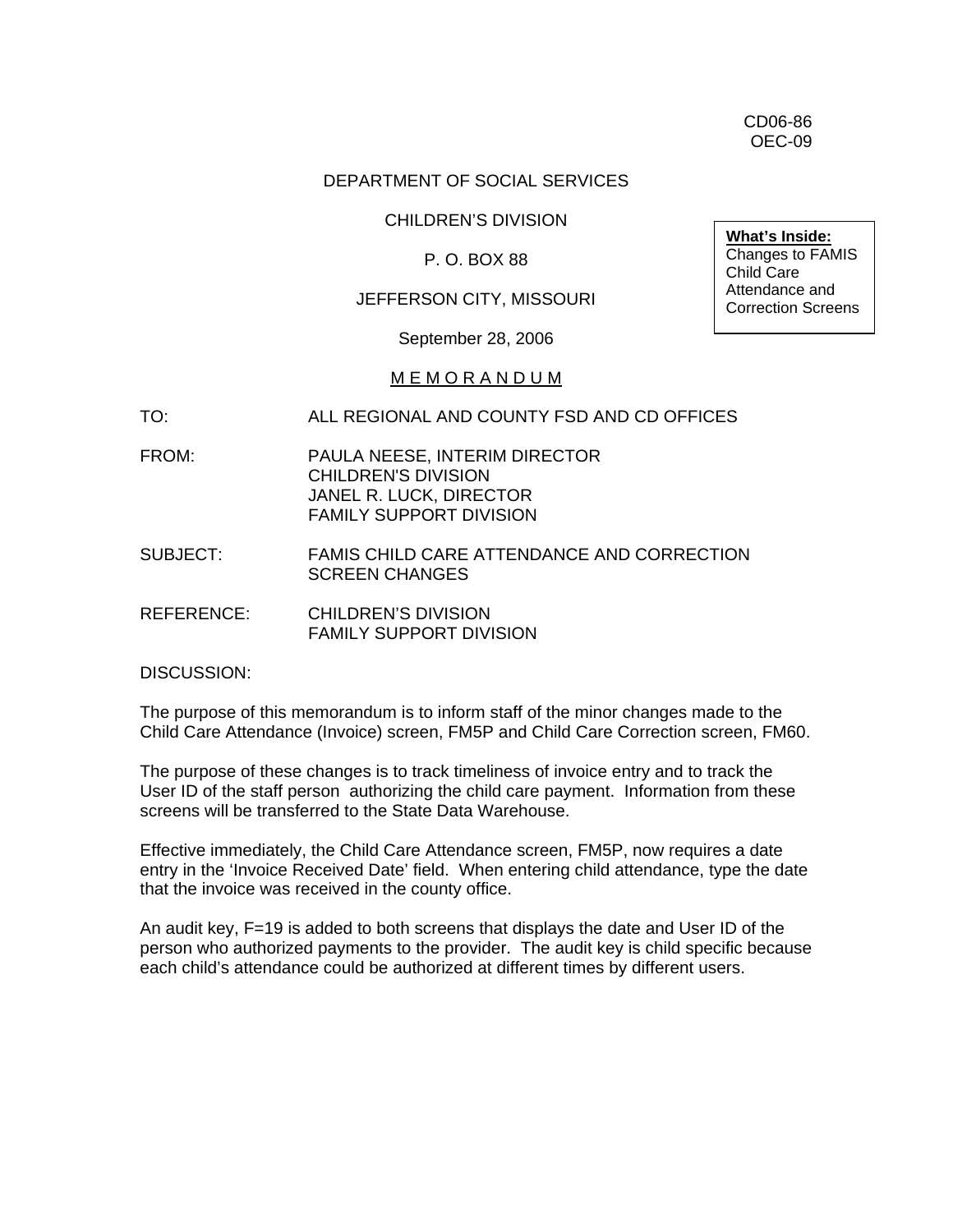CD06-86
OEC-09

DEPARTMENT OF SOCIAL SERVICES

CHILDREN'S DIVISION

P. O. BOX 88

JEFFERSON CITY, MISSOURI

September 28, 2006

**What's Inside:**
Changes to FAMIS Child Care Attendance and Correction Screens

M E M O R A N D U M

TO: ALL REGIONAL AND COUNTY FSD AND CD OFFICES

FROM: PAULA NEESE, INTERIM DIRECTOR
CHILDREN'S DIVISION
JANEL R. LUCK, DIRECTOR
FAMILY SUPPORT DIVISION

SUBJECT: FAMIS CHILD CARE ATTENDANCE AND CORRECTION SCREEN CHANGES

REFERENCE: CHILDREN'S DIVISION
FAMILY SUPPORT DIVISION

DISCUSSION:

The purpose of this memorandum is to inform staff of the minor changes made to the Child Care Attendance (Invoice) screen, FM5P and Child Care Correction screen, FM60.

The purpose of these changes is to track timeliness of invoice entry and to track the User ID of the staff person authorizing the child care payment. Information from these screens will be transferred to the State Data Warehouse.

Effective immediately, the Child Care Attendance screen, FM5P, now requires a date entry in the 'Invoice Received Date' field. When entering child attendance, type the date that the invoice was received in the county office.

An audit key, F=19 is added to both screens that displays the date and User ID of the person who authorized payments to the provider. The audit key is child specific because each child's attendance could be authorized at different times by different users.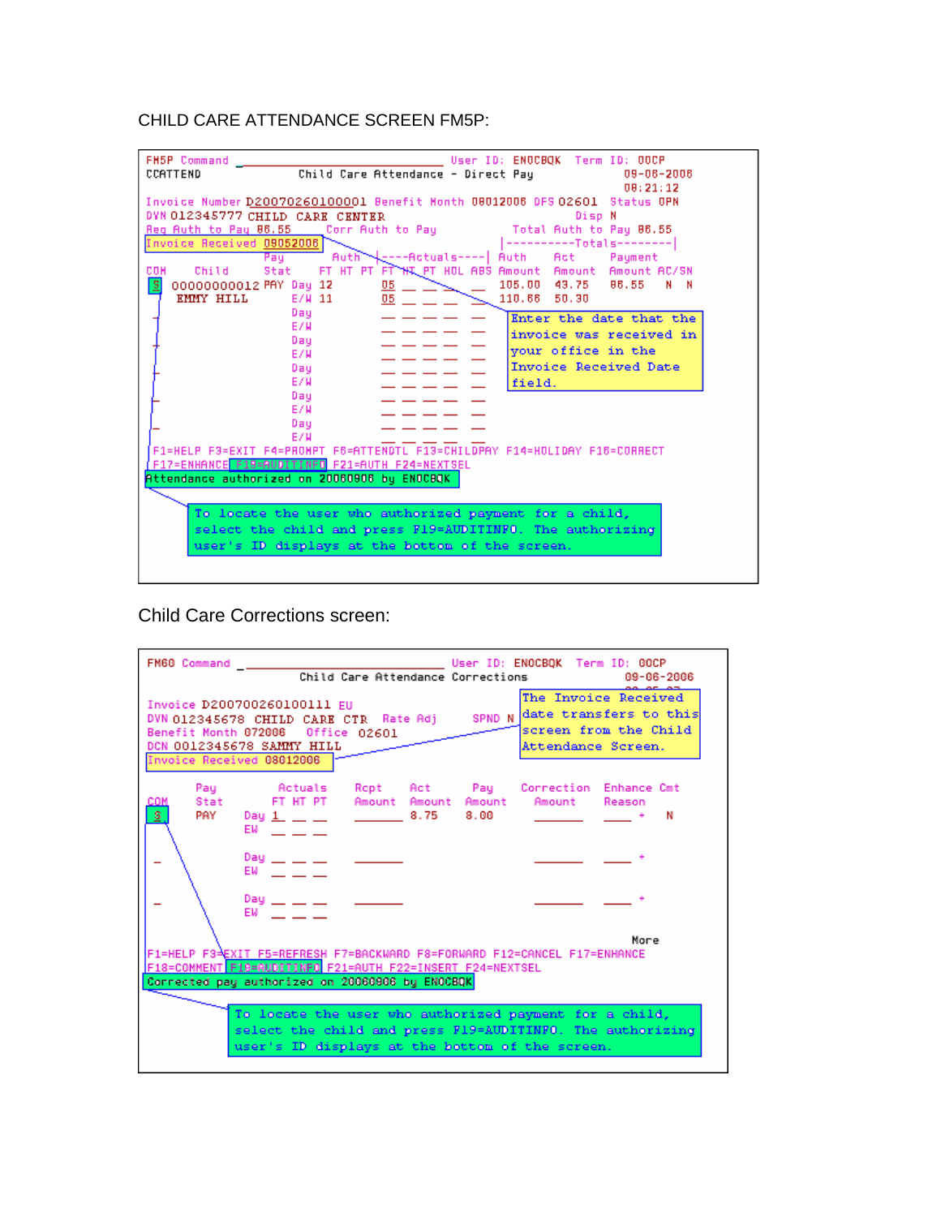CHILD CARE ATTENDANCE SCREEN FM5P:

```
FM5P Command _______________________________ User ID: ENOCBQK  Term ID: 00CP
CCATTEND                Child Care Attendance - Direct Pay          09-08-2006
                                                                     08:21:12
Invoice Number D20070260100001 Benefit Month 08012006 DFS 02601  Status OPN
DVN 012345777 CHILD CARE CENTER                            Disp N
Req Auth to Pay 86.55      Corr Auth to Pay        Total Auth to Pay 86.55
Invoice Received 09052006                     |----------Totals--------|
               Pay        Auth  |----Actuals----| Auth    Act     Payment
COM    Child     Stat        FT HT PT  FT HT PT HOL ABS Amount  Amount  Amount AC/SN
S  00000000012 PAY  Day 12   05 __ __ __ __     105.00  43.75   86.55   N  N
    EMMY HILL       E/W 11   05 __ __ __ __     110.66  50.30
_                   Day       __ __ __ __ __
                    E/W       __ __ __ __ __
_                   Day       __ __ __ __ __
                    E/W       __ __ __ __ __
_                   Day       __ __ __ __ __
                    E/W       __ __ __ __ __
_                   Day       __ __ __ __ __
                    E/W       __ __ __ __ __
_                   Day       __ __ __ __ __
                    E/W       __ __ __ __ __
F1=HELP F3=EXIT F4=PROMPT F6=ATTENDTL F13=CHILDPAY F14=HOLIDAY F16=CORRECT
F17=ENHANCE F19=AUDITINFO F21=AUTH F24=NEXTSEL
Attendance authorized on 20060906 by ENOCBQK
```

Enter the date that the invoice was received in your office in the Invoice Received Date field.

To locate the user who authorized payment for a child, select the child and press F19=AUDITINFO. The authorizing user's ID displays at the bottom of the screen.

Child Care Corrections screen:

```
FM60 Command _______________________________ User ID: ENOCBQK  Term ID: 00CP
                     Child Care Attendance Corrections              09-06-2006

Invoice D20070026010011 EU
DVN 012345678 CHILD CARE CTR  Rate Adj      SPND N
Benefit Month 072006   Office 02601
DCN 0012345678 SAMMY HILL
Invoice Received 08012006

       Pay        Actuals    Rcpt     Act      Pay     Correction  Enhance Cmt
COM    Stat       FT HT PT   Amount   Amount   Amount  Amount      Reason
S      PAY   Day  1  __ __   ______   8.75     8.00    ______      ____ +   N
             EW   __ __ __
_            Day  __ __ __   ______                    ______      ____ +
             EW   __ __ __
_            Day  __ __ __   ______                    ______      ____ +
             EW   __ __ __
                                                                   More
F1=HELP F3=EXIT F5=REFRESH F7=BACKWARD F8=FORWARD F12=CANCEL F17=ENHANCE
F18=COMMENT F19=AUDITINFO F21=AUTH F22=INSERT F24=NEXTSEL
Corrected pay authorized on 20060906 by ENOCBQK
```

The Invoice Received date transfers to this screen from the Child Attendance Screen.

To locate the user who authorized payment for a child, select the child and press F19=AUDITINFO. The authorizing user's ID displays at the bottom of the screen.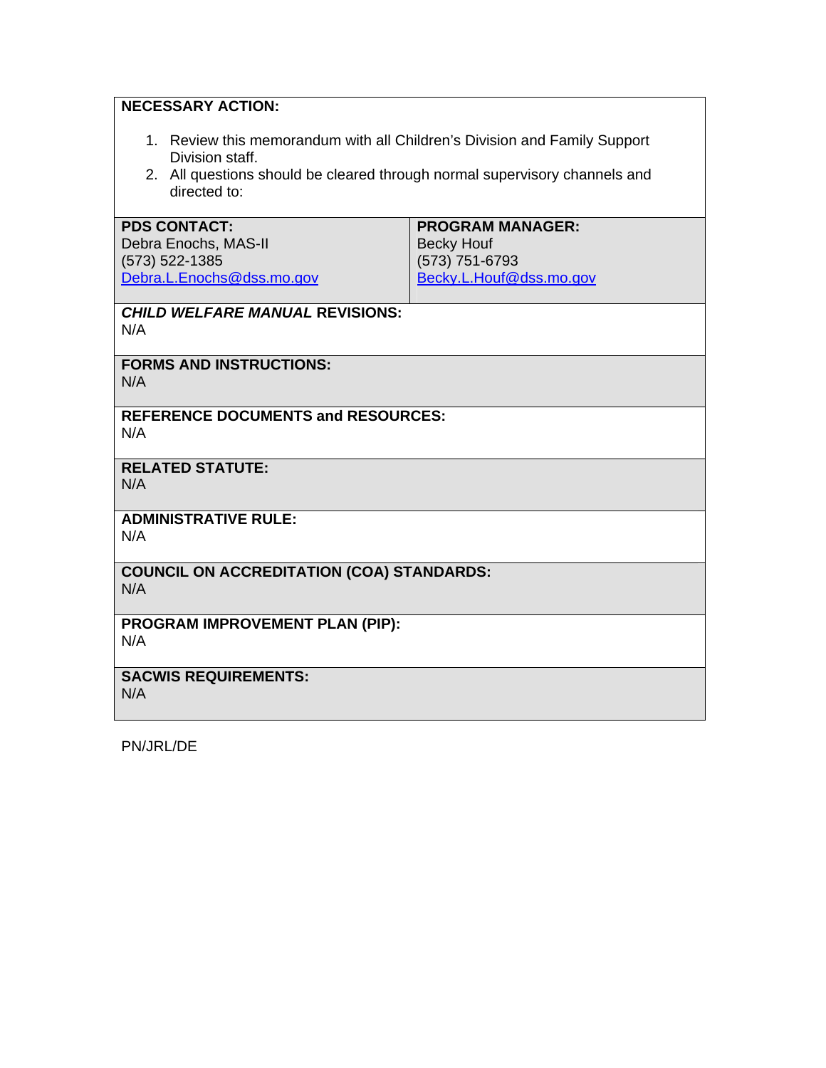**NECESSARY ACTION:**

1. Review this memorandum with all Children's Division and Family Support Division staff.
2. All questions should be cleared through normal supervisory channels and directed to:

| **PDS CONTACT:** | **PROGRAM MANAGER:** |
| --- | --- |
| Debra Enochs, MAS-II<br>(573) 522-1385<br>Debra.L.Enochs@dss.mo.gov | Becky Houf<br>(573) 751-6793<br>Becky.L.Houf@dss.mo.gov |

***CHILD WELFARE MANUAL* REVISIONS:**
N/A

**FORMS AND INSTRUCTIONS:**
N/A

**REFERENCE DOCUMENTS and RESOURCES:**
N/A

**RELATED STATUTE:**
N/A

**ADMINISTRATIVE RULE:**
N/A

**COUNCIL ON ACCREDITATION (COA) STANDARDS:**
N/A

**PROGRAM IMPROVEMENT PLAN (PIP):**
N/A

**SACWIS REQUIREMENTS:**
N/A

PN/JRL/DE